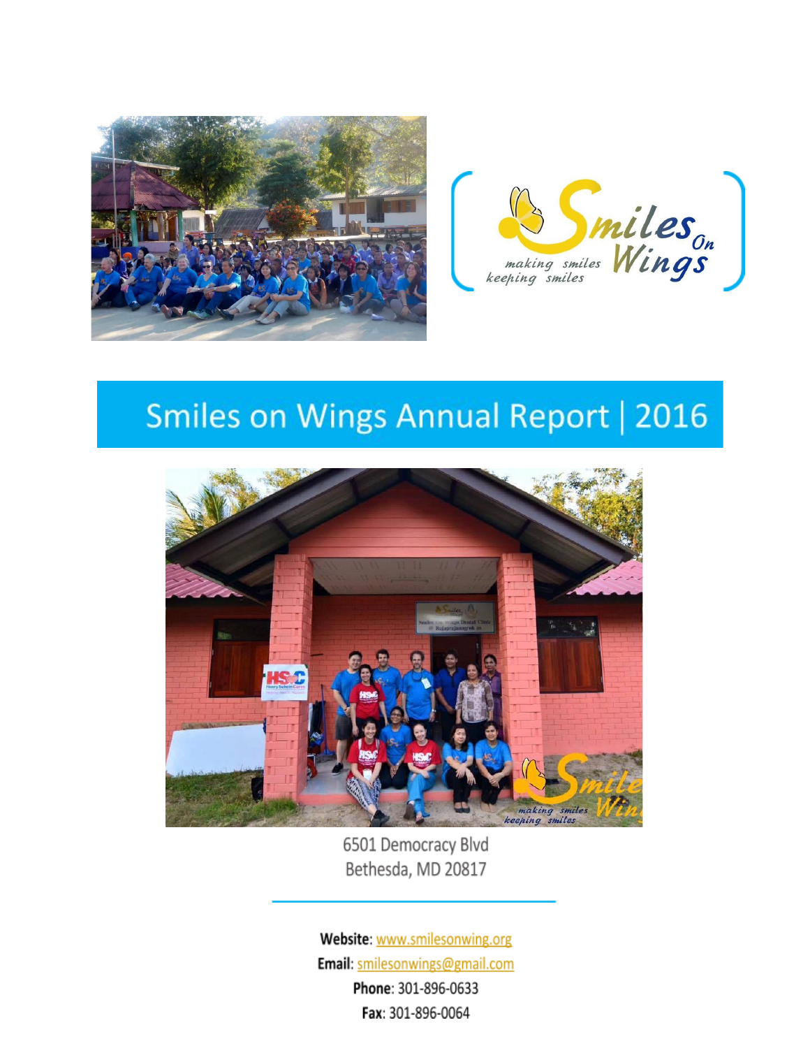# Smiles on Wings Annual Report | 2016

6501 Democracy Blvd
Bethesda, MD 20817

**Website**: www.smilesonwing.org
**Email**: smilesonwings@gmail.com
**Phone**: 301-896-0633
**Fax**: 301-896-0064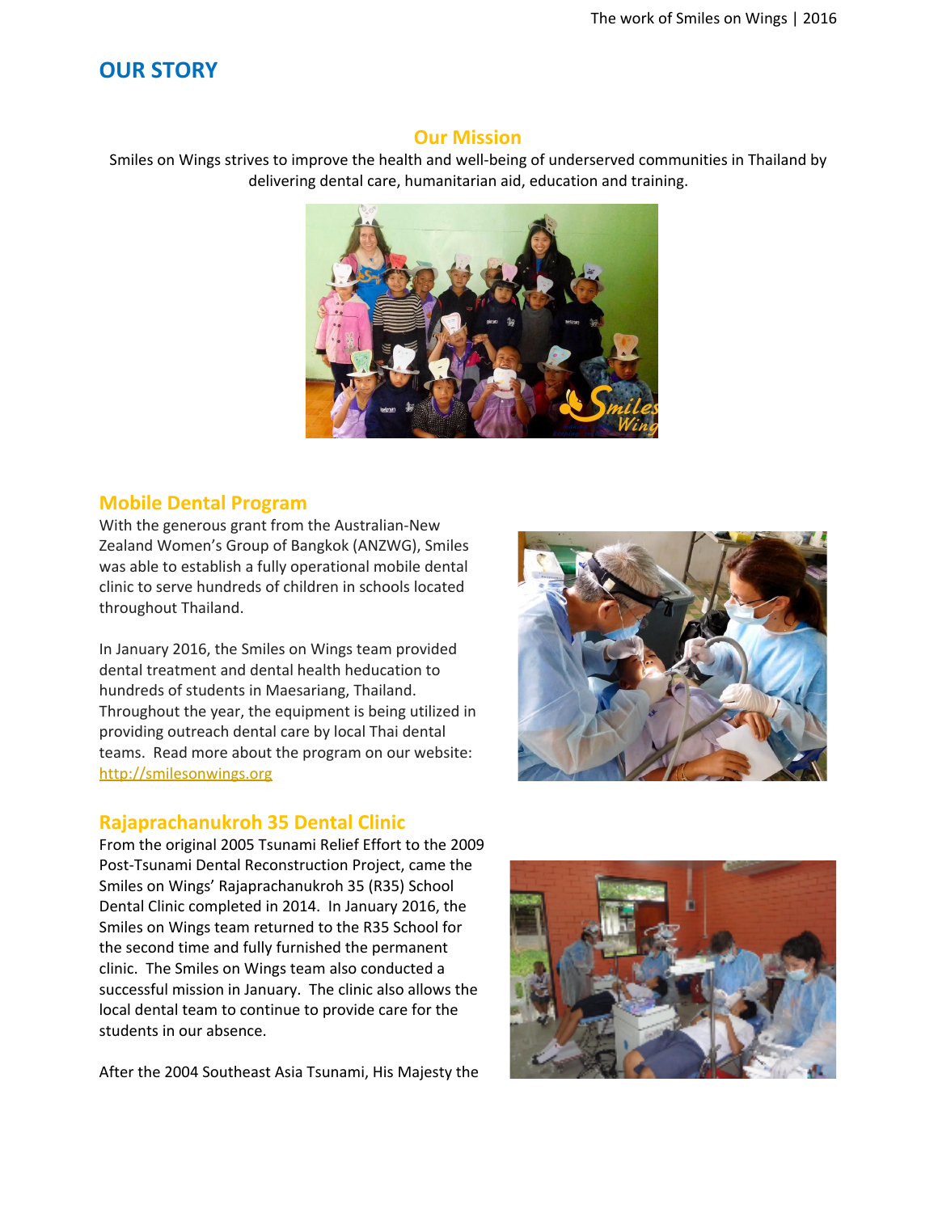# OUR STORY

## Our Mission

Smiles on Wings strives to improve the health and well-being of underserved communities in Thailand by delivering dental care, humanitarian aid, education and training.

## Mobile Dental Program

With the generous grant from the Australian-New Zealand Women's Group of Bangkok (ANZWG), Smiles was able to establish a fully operational mobile dental clinic to serve hundreds of children in schools located throughout Thailand.

In January 2016, the Smiles on Wings team provided dental treatment and dental health heducation to hundreds of students in Maesariang, Thailand. Throughout the year, the equipment is being utilized in providing outreach dental care by local Thai dental teams. Read more about the program on our website: http://smilesonwings.org

## Rajaprachanukroh 35 Dental Clinic

From the original 2005 Tsunami Relief Effort to the 2009 Post-Tsunami Dental Reconstruction Project, came the Smiles on Wings' Rajaprachanukroh 35 (R35) School Dental Clinic completed in 2014. In January 2016, the Smiles on Wings team returned to the R35 School for the second time and fully furnished the permanent clinic. The Smiles on Wings team also conducted a successful mission in January. The clinic also allows the local dental team to continue to provide care for the students in our absence.

After the 2004 Southeast Asia Tsunami, His Majesty the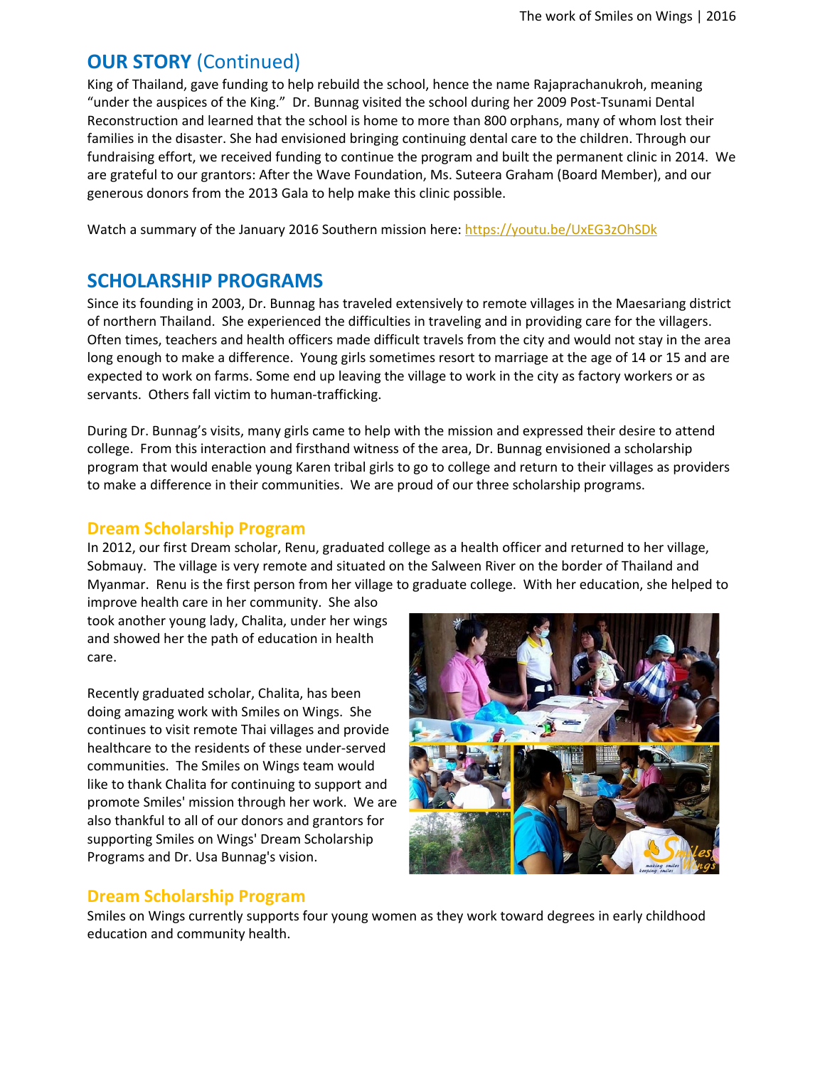## OUR STORY (Continued)

King of Thailand, gave funding to help rebuild the school, hence the name Rajaprachanukroh, meaning "under the auspices of the King." Dr. Bunnag visited the school during her 2009 Post-Tsunami Dental Reconstruction and learned that the school is home to more than 800 orphans, many of whom lost their families in the disaster. She had envisioned bringing continuing dental care to the children. Through our fundraising effort, we received funding to continue the program and built the permanent clinic in 2014. We are grateful to our grantors: After the Wave Foundation, Ms. Suteera Graham (Board Member), and our generous donors from the 2013 Gala to help make this clinic possible.

Watch a summary of the January 2016 Southern mission here: https://youtu.be/UxEG3zOhSDk

## SCHOLARSHIP PROGRAMS

Since its founding in 2003, Dr. Bunnag has traveled extensively to remote villages in the Maesariang district of northern Thailand. She experienced the difficulties in traveling and in providing care for the villagers. Often times, teachers and health officers made difficult travels from the city and would not stay in the area long enough to make a difference. Young girls sometimes resort to marriage at the age of 14 or 15 and are expected to work on farms. Some end up leaving the village to work in the city as factory workers or as servants. Others fall victim to human-trafficking.

During Dr. Bunnag's visits, many girls came to help with the mission and expressed their desire to attend college. From this interaction and firsthand witness of the area, Dr. Bunnag envisioned a scholarship program that would enable young Karen tribal girls to go to college and return to their villages as providers to make a difference in their communities. We are proud of our three scholarship programs.

### Dream Scholarship Program

In 2012, our first Dream scholar, Renu, graduated college as a health officer and returned to her village, Sobmauy. The village is very remote and situated on the Salween River on the border of Thailand and Myanmar. Renu is the first person from her village to graduate college. With her education, she helped to improve health care in her community. She also took another young lady, Chalita, under her wings and showed her the path of education in health care.

Recently graduated scholar, Chalita, has been doing amazing work with Smiles on Wings. She continues to visit remote Thai villages and provide healthcare to the residents of these under-served communities. The Smiles on Wings team would like to thank Chalita for continuing to support and promote Smiles' mission through her work. We are also thankful to all of our donors and grantors for supporting Smiles on Wings' Dream Scholarship Programs and Dr. Usa Bunnag's vision.

### Dream Scholarship Program

Smiles on Wings currently supports four young women as they work toward degrees in early childhood education and community health.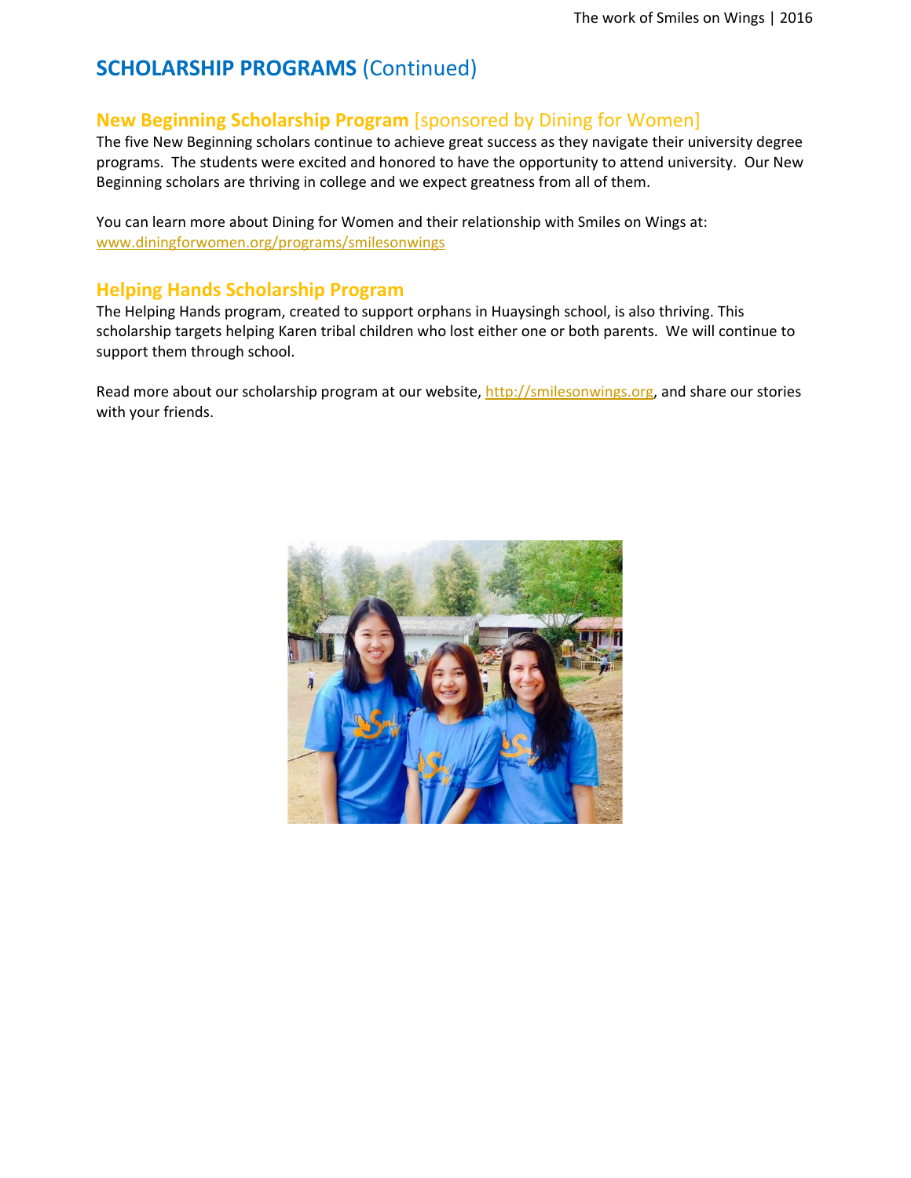## **SCHOLARSHIP PROGRAMS** (Continued)

### **New Beginning Scholarship Program** [sponsored by Dining for Women]

The five New Beginning scholars continue to achieve great success as they navigate their university degree programs. The students were excited and honored to have the opportunity to attend university. Our New Beginning scholars are thriving in college and we expect greatness from all of them.

You can learn more about Dining for Women and their relationship with Smiles on Wings at: www.diningforwomen.org/programs/smilesonwings

### **Helping Hands Scholarship Program**

The Helping Hands program, created to support orphans in Huaysingh school, is also thriving. This scholarship targets helping Karen tribal children who lost either one or both parents. We will continue to support them through school.

Read more about our scholarship program at our website, http://smilesonwings.org, and share our stories with your friends.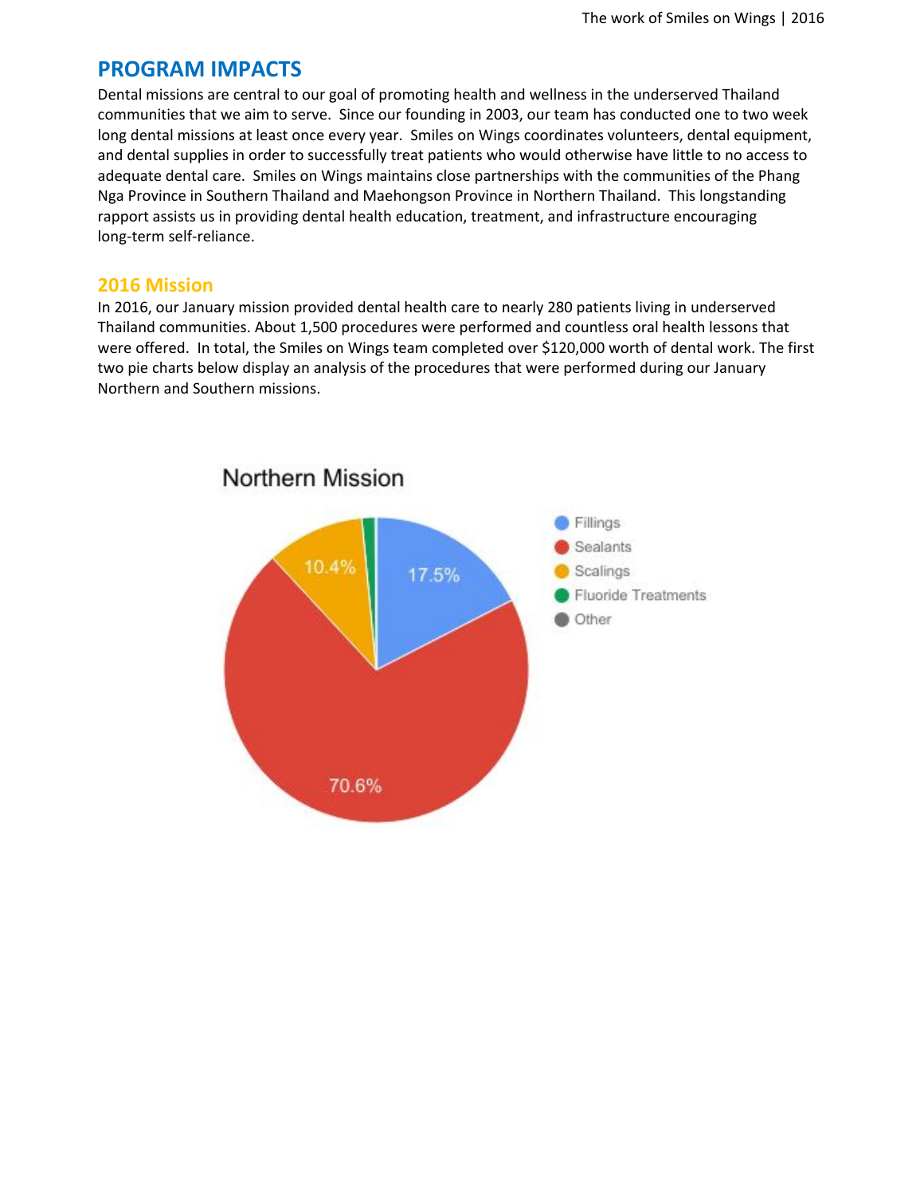# PROGRAM IMPACTS

Dental missions are central to our goal of promoting health and wellness in the underserved Thailand communities that we aim to serve. Since our founding in 2003, our team has conducted one to two week long dental missions at least once every year. Smiles on Wings coordinates volunteers, dental equipment, and dental supplies in order to successfully treat patients who would otherwise have little to no access to adequate dental care. Smiles on Wings maintains close partnerships with the communities of the Phang Nga Province in Southern Thailand and Maehongson Province in Northern Thailand. This longstanding rapport assists us in providing dental health education, treatment, and infrastructure encouraging long-term self-reliance.

## 2016 Mission

In 2016, our January mission provided dental health care to nearly 280 patients living in underserved Thailand communities. About 1,500 procedures were performed and countless oral health lessons that were offered. In total, the Smiles on Wings team completed over $120,000 worth of dental work. The first two pie charts below display an analysis of the procedures that were performed during our January Northern and Southern missions.

Northern Mission

Fillings
Sealants
Scalings
Fluoride Treatments
Other

17.5%
70.6%
10.4%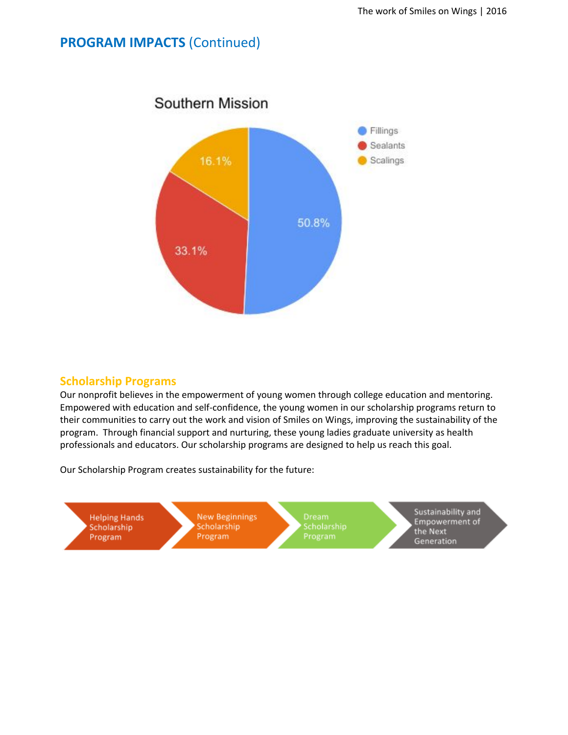## PROGRAM IMPACTS (Continued)

Southern Mission

Fillings
Sealants
Scalings

16.1%
50.8%
33.1%

### Scholarship Programs

Our nonprofit believes in the empowerment of young women through college education and mentoring. Empowered with education and self-confidence, the young women in our scholarship programs return to their communities to carry out the work and vision of Smiles on Wings, improving the sustainability of the program. Through financial support and nurturing, these young ladies graduate university as health professionals and educators. Our scholarship programs are designed to help us reach this goal.

Our Scholarship Program creates sustainability for the future:

Helping Hands Scholarship Program

New Beginnings Scholarship Program

Dream Scholarship Program

Sustainability and Empowerment of the Next Generation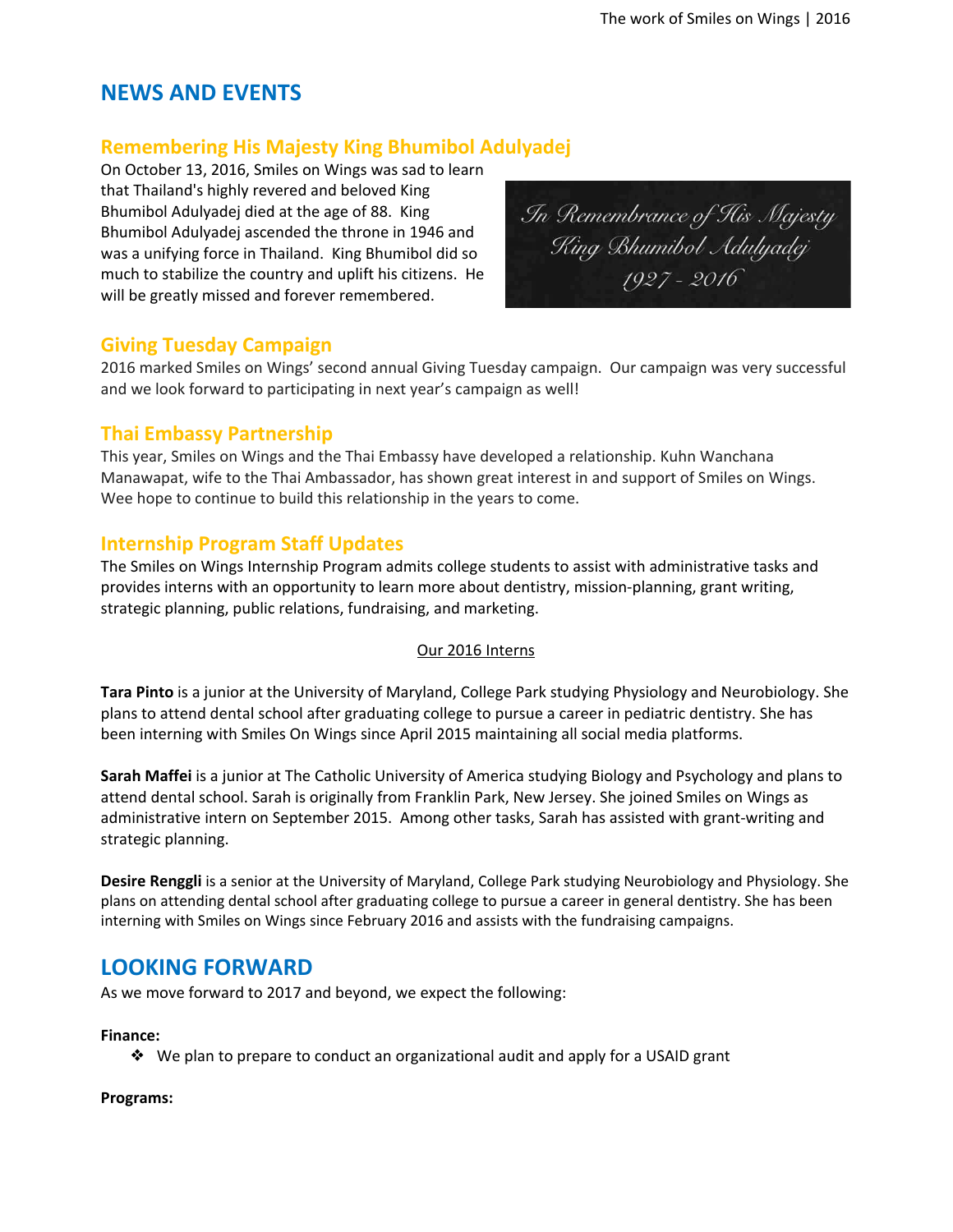## NEWS AND EVENTS

### Remembering His Majesty King Bhumibol Adulyadej

On October 13, 2016, Smiles on Wings was sad to learn that Thailand's highly revered and beloved King Bhumibol Adulyadej died at the age of 88. King Bhumibol Adulyadej ascended the throne in 1946 and was a unifying force in Thailand. King Bhumibol did so much to stabilize the country and uplift his citizens. He will be greatly missed and forever remembered.

*In Remembrance of His Majesty King Bhumibol Adulyadej 1927 - 2016*

### Giving Tuesday Campaign

2016 marked Smiles on Wings' second annual Giving Tuesday campaign. Our campaign was very successful and we look forward to participating in next year's campaign as well!

### Thai Embassy Partnership

This year, Smiles on Wings and the Thai Embassy have developed a relationship. Kuhn Wanchana Manawapat, wife to the Thai Ambassador, has shown great interest in and support of Smiles on Wings. Wee hope to continue to build this relationship in the years to come.

### Internship Program Staff Updates

The Smiles on Wings Internship Program admits college students to assist with administrative tasks and provides interns with an opportunity to learn more about dentistry, mission-planning, grant writing, strategic planning, public relations, fundraising, and marketing.

Our 2016 Interns

**Tara Pinto** is a junior at the University of Maryland, College Park studying Physiology and Neurobiology. She plans to attend dental school after graduating college to pursue a career in pediatric dentistry. She has been interning with Smiles On Wings since April 2015 maintaining all social media platforms.

**Sarah Maffei** is a junior at The Catholic University of America studying Biology and Psychology and plans to attend dental school. Sarah is originally from Franklin Park, New Jersey. She joined Smiles on Wings as administrative intern on September 2015. Among other tasks, Sarah has assisted with grant-writing and strategic planning.

**Desire Renggli** is a senior at the University of Maryland, College Park studying Neurobiology and Physiology. She plans on attending dental school after graduating college to pursue a career in general dentistry. She has been interning with Smiles on Wings since February 2016 and assists with the fundraising campaigns.

## LOOKING FORWARD

As we move forward to 2017 and beyond, we expect the following:

**Finance:**

- We plan to prepare to conduct an organizational audit and apply for a USAID grant

**Programs:**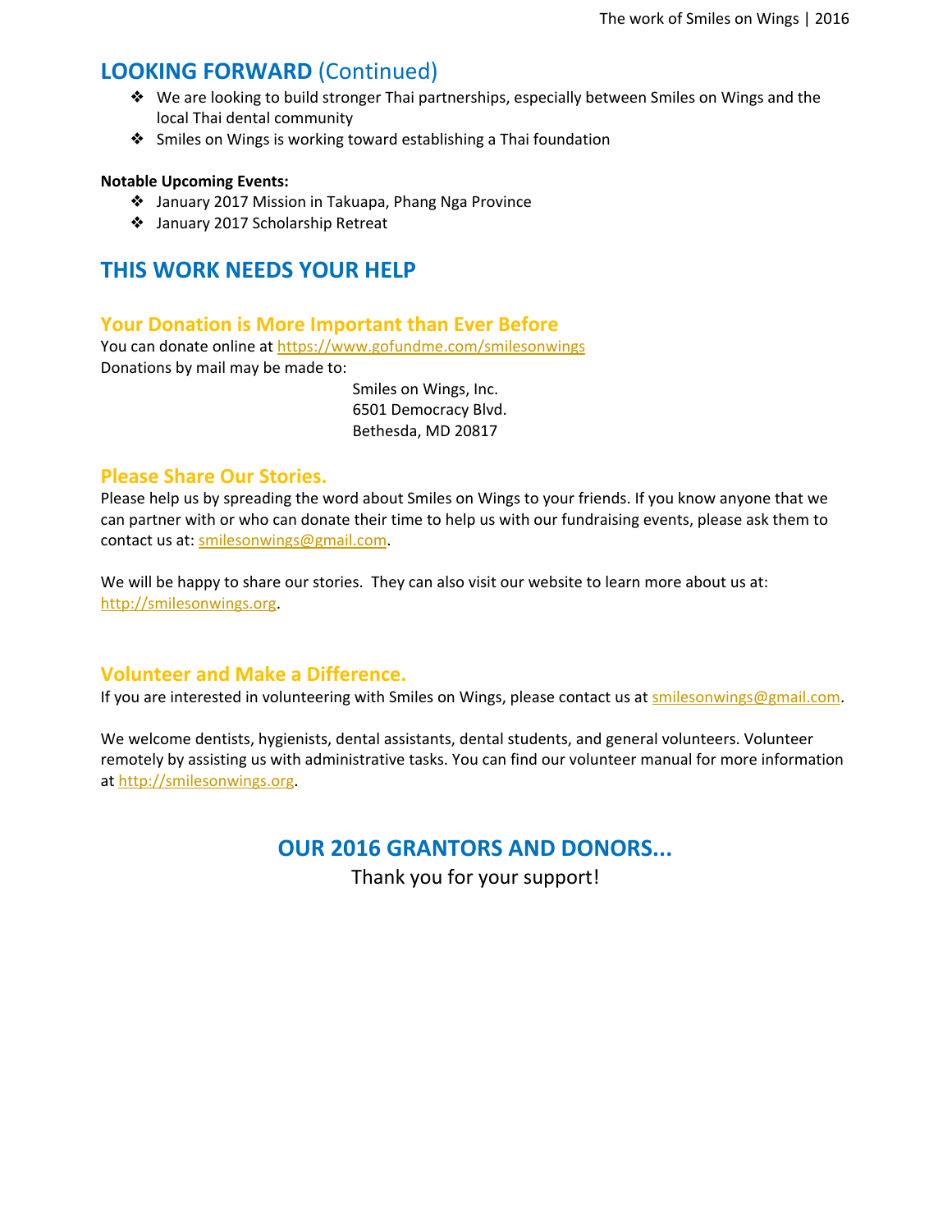## LOOKING FORWARD (Continued)

- We are looking to build stronger Thai partnerships, especially between Smiles on Wings and the local Thai dental community
- Smiles on Wings is working toward establishing a Thai foundation

**Notable Upcoming Events:**

- January 2017 Mission in Takuapa, Phang Nga Province
- January 2017 Scholarship Retreat

## THIS WORK NEEDS YOUR HELP

### Your Donation is More Important than Ever Before

You can donate online at https://www.gofundme.com/smilesonwings

Donations by mail may be made to:

Smiles on Wings, Inc.
6501 Democracy Blvd.
Bethesda, MD 20817

### Please Share Our Stories.

Please help us by spreading the word about Smiles on Wings to your friends. If you know anyone that we can partner with or who can donate their time to help us with our fundraising events, please ask them to contact us at: smilesonwings@gmail.com.

We will be happy to share our stories. They can also visit our website to learn more about us at: http://smilesonwings.org.

### Volunteer and Make a Difference.

If you are interested in volunteering with Smiles on Wings, please contact us at smilesonwings@gmail.com.

We welcome dentists, hygienists, dental assistants, dental students, and general volunteers. Volunteer remotely by assisting us with administrative tasks. You can find our volunteer manual for more information at http://smilesonwings.org.

## OUR 2016 GRANTORS AND DONORS...

Thank you for your support!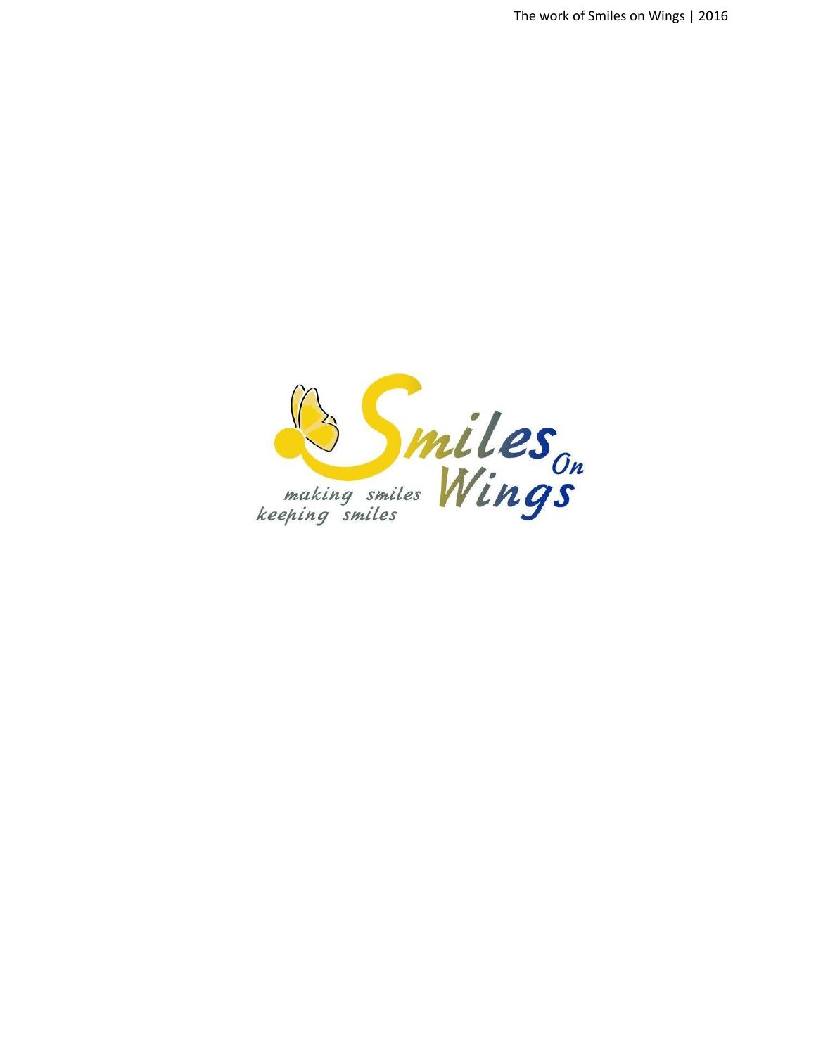Smiles On Wings

making smiles
keeping smiles